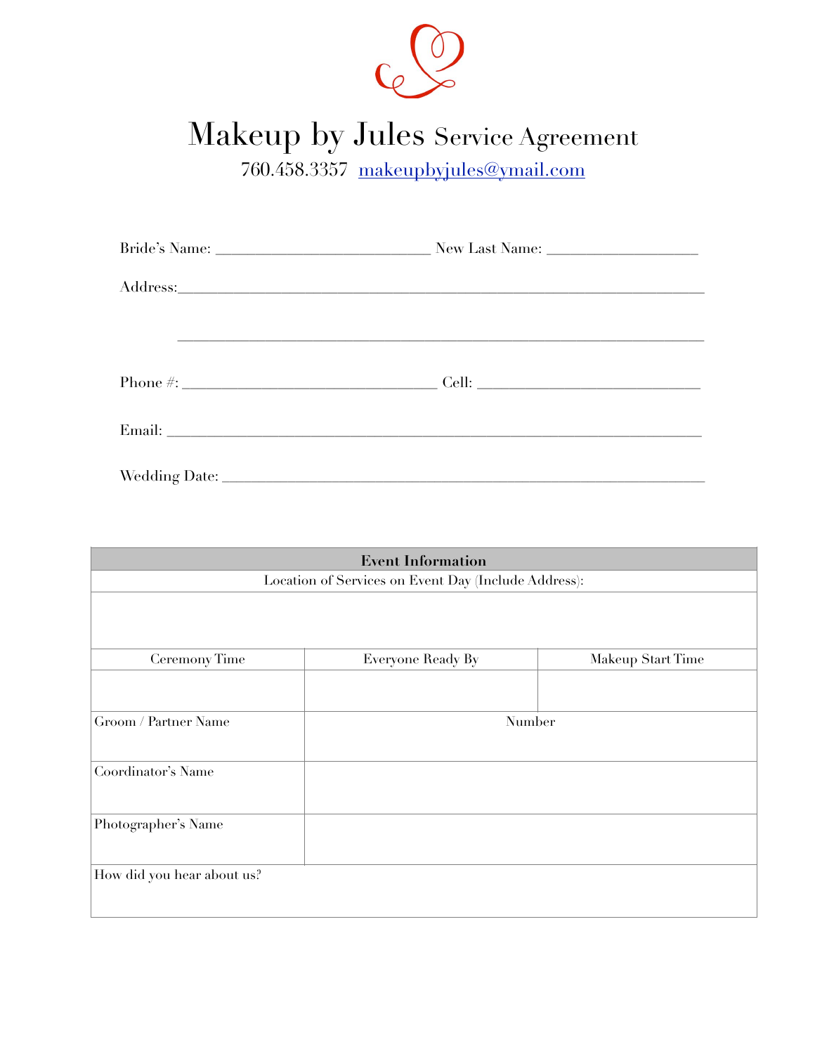# Makeup by Jules Service Agreement

760.458.3357 makeupbyjules@ymail.com

Bride's Name: ____________________________ New Last Name: ____________________

Address:______________________________________________________________________

______________________________________________________________________

Phone #: _________________________________ Cell: _____________________________

Email: _______________________________________________________________________

Wedding Date: __________________________________________________________________

| Event Information | | |
|---|---|---|
| Location of Services on Event Day (Include Address): | | |
| | | |
| Ceremony Time | Everyone Ready By | Makeup Start Time |
| | | |
| Groom / Partner Name | Number | |
| Coordinator's Name | | |
| Photographer's Name | | |
| How did you hear about us? | | |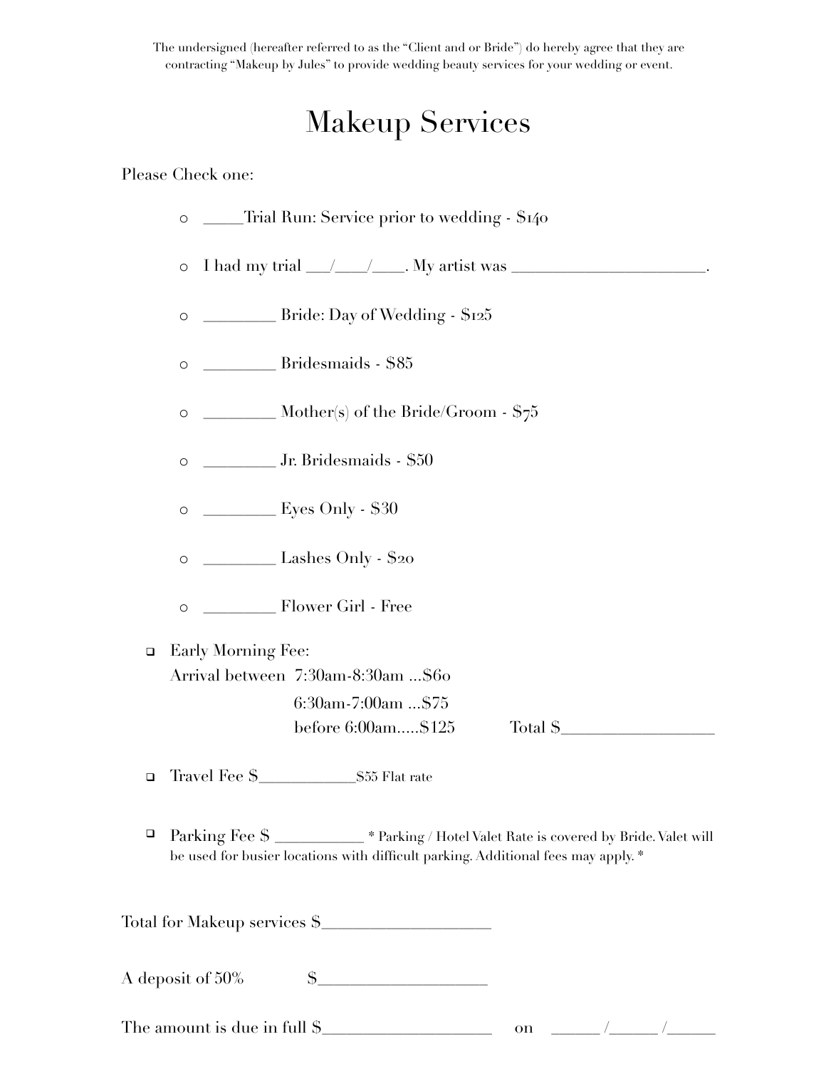The undersigned (hereafter referred to as the "Client and or Bride") do hereby agree that they are contracting "Makeup by Jules" to provide wedding beauty services for your wedding or event.

# Makeup Services

Please Check one:

- ____Trial Run: Service prior to wedding - $140
- I had my trial ___/____/____. My artist was ________________________.
- ________ Bride: Day of Wedding - $125
- ________ Bridesmaids - $85
- ________ Mother(s) of the Bride/Groom - $75
- ________ Jr. Bridesmaids - $50
- ________ Eyes Only - $30
- ________ Lashes Only - $20
- ________ Flower Girl - Free

- ❑ Early Morning Fee:
  Arrival between 7:30am-8:30am ...$60
  6:30am-7:00am ...$75
  before 6:00am.....$125 Total $__________________
- ❑ Travel Fee $___________$55 Flat rate
- ❑ Parking Fee $ __________ * Parking / Hotel Valet Rate is covered by Bride. Valet will be used for busier locations with difficult parking. Additional fees may apply. *

Total for Makeup services $____________________

A deposit of 50% $____________________

The amount is due in full $____________________ on ______ /______ /______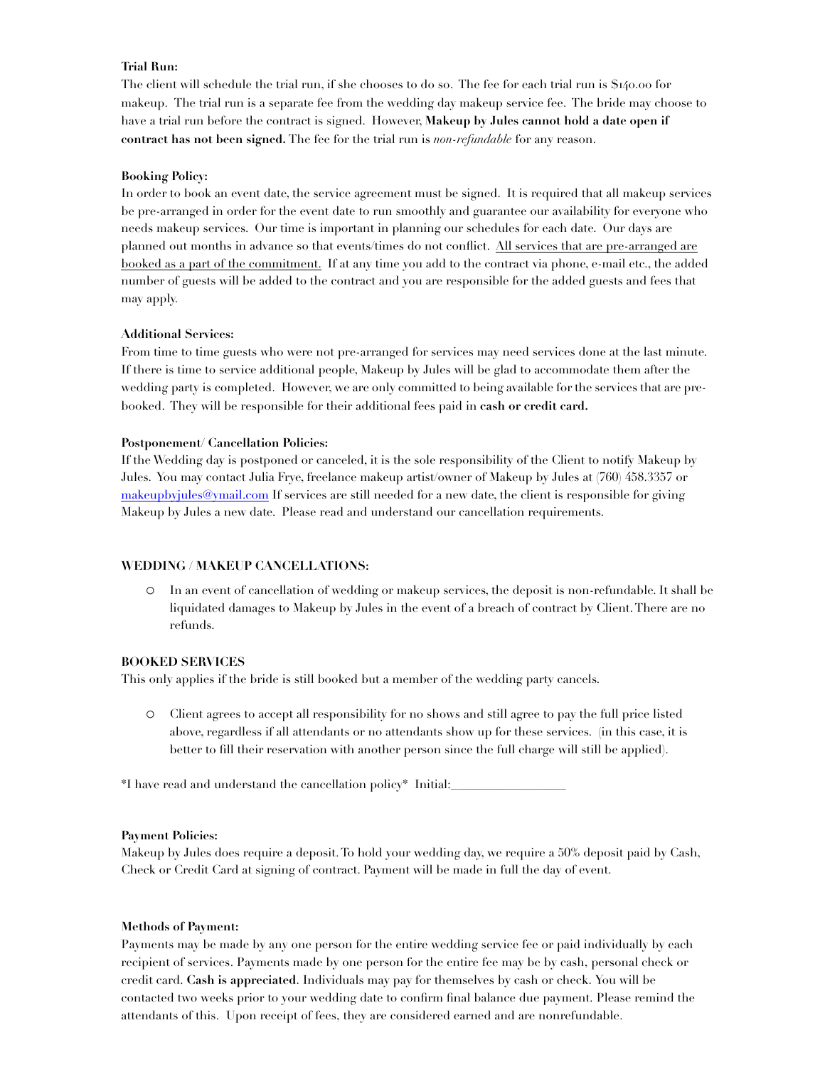**Trial Run:**
The client will schedule the trial run, if she chooses to do so. The fee for each trial run is $140.00 for makeup. The trial run is a separate fee from the wedding day makeup service fee. The bride may choose to have a trial run before the contract is signed. However, **Makeup by Jules cannot hold a date open if contract has not been signed.** The fee for the trial run is *non-refundable* for any reason.

**Booking Policy:**
In order to book an event date, the service agreement must be signed. It is required that all makeup services be pre-arranged in order for the event date to run smoothly and guarantee our availability for everyone who needs makeup services. Our time is important in planning our schedules for each date. Our days are planned out months in advance so that events/times do not conflict. <u>All services that are pre-arranged are booked as a part of the commitment.</u> If at any time you add to the contract via phone, e-mail etc., the added number of guests will be added to the contract and you are responsible for the added guests and fees that may apply.

**Additional Services:**
From time to time guests who were not pre-arranged for services may need services done at the last minute. If there is time to service additional people, Makeup by Jules will be glad to accommodate them after the wedding party is completed. However, we are only committed to being available for the services that are pre-booked. They will be responsible for their additional fees paid in **cash or credit card.**

**Postponement/ Cancellation Policies:**
If the Wedding day is postponed or canceled, it is the sole responsibility of the Client to notify Makeup by Jules. You may contact Julia Frye, freelance makeup artist/owner of Makeup by Jules at (760) 458.3357 or makeupbyjules@ymail.com If services are still needed for a new date, the client is responsible for giving Makeup by Jules a new date. Please read and understand our cancellation requirements.

**WEDDING / MAKEUP CANCELLATIONS:**

- In an event of cancellation of wedding or makeup services, the deposit is non-refundable. It shall be liquidated damages to Makeup by Jules in the event of a breach of contract by Client. There are no refunds.

**BOOKED SERVICES**
This only applies if the bride is still booked but a member of the wedding party cancels.

- Client agrees to accept all responsibility for no shows and still agree to pay the full price listed above, regardless if all attendants or no attendants show up for these services. (in this case, it is better to fill their reservation with another person since the full charge will still be applied).

*I have read and understand the cancellation policy* Initial:__________________

**Payment Policies:**
Makeup by Jules does require a deposit. To hold your wedding day, we require a 50% deposit paid by Cash, Check or Credit Card at signing of contract. Payment will be made in full the day of event.

**Methods of Payment:**
Payments may be made by any one person for the entire wedding service fee or paid individually by each recipient of services. Payments made by one person for the entire fee may be by cash, personal check or credit card. **Cash is appreciated**. Individuals may pay for themselves by cash or check. You will be contacted two weeks prior to your wedding date to confirm final balance due payment. Please remind the attendants of this. Upon receipt of fees, they are considered earned and are nonrefundable.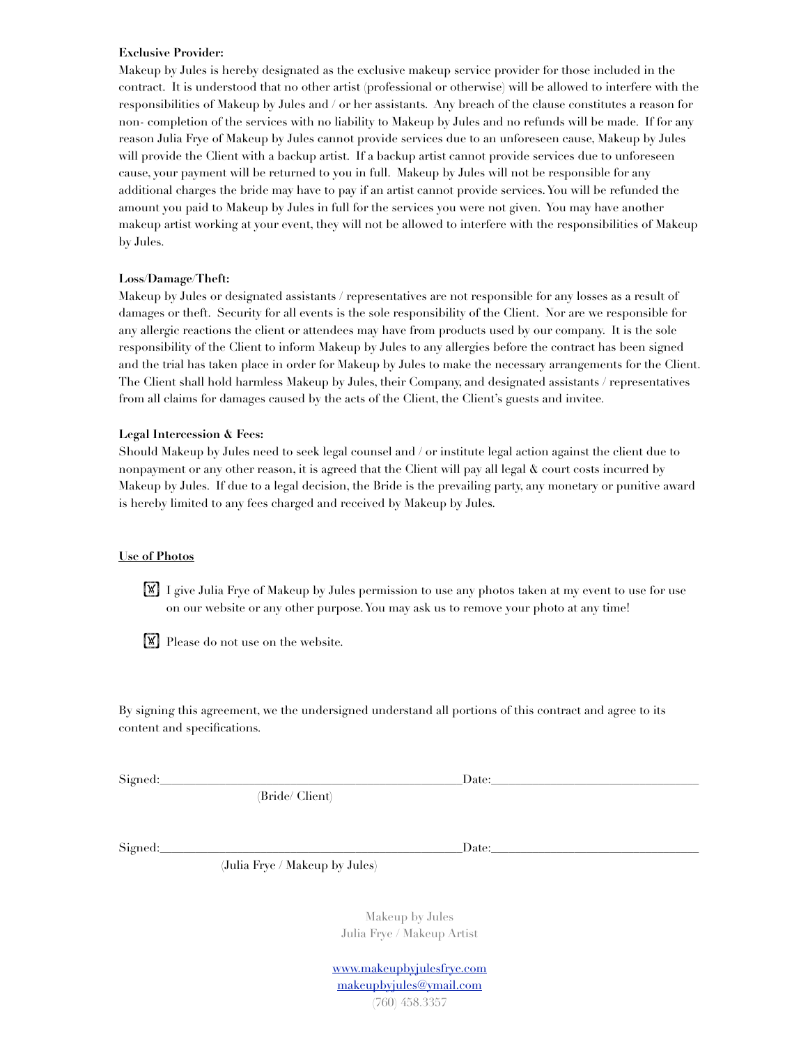**Exclusive Provider:**
Makeup by Jules is hereby designated as the exclusive makeup service provider for those included in the contract. It is understood that no other artist (professional or otherwise) will be allowed to interfere with the responsibilities of Makeup by Jules and / or her assistants. Any breach of the clause constitutes a reason for non- completion of the services with no liability to Makeup by Jules and no refunds will be made. If for any reason Julia Frye of Makeup by Jules cannot provide services due to an unforeseen cause, Makeup by Jules will provide the Client with a backup artist. If a backup artist cannot provide services due to unforeseen cause, your payment will be returned to you in full. Makeup by Jules will not be responsible for any additional charges the bride may have to pay if an artist cannot provide services. You will be refunded the amount you paid to Makeup by Jules in full for the services you were not given. You may have another makeup artist working at your event, they will not be allowed to interfere with the responsibilities of Makeup by Jules.

**Loss/Damage/Theft:**
Makeup by Jules or designated assistants / representatives are not responsible for any losses as a result of damages or theft. Security for all events is the sole responsibility of the Client. Nor are we responsible for any allergic reactions the client or attendees may have from products used by our company. It is the sole responsibility of the Client to inform Makeup by Jules to any allergies before the contract has been signed and the trial has taken place in order for Makeup by Jules to make the necessary arrangements for the Client. The Client shall hold harmless Makeup by Jules, their Company, and designated assistants / representatives from all claims for damages caused by the acts of the Client, the Client's guests and invitee.

**Legal Intercession & Fees:**
Should Makeup by Jules need to seek legal counsel and / or institute legal action against the client due to nonpayment or any other reason, it is agreed that the Client will pay all legal & court costs incurred by Makeup by Jules. If due to a legal decision, the Bride is the prevailing party, any monetary or punitive award is hereby limited to any fees charged and received by Makeup by Jules.

**Use of Photos**

- ☒ I give Julia Frye of Makeup by Jules permission to use any photos taken at my event to use for use on our website or any other purpose. You may ask us to remove your photo at any time!
- ☒ Please do not use on the website.

By signing this agreement, we the undersigned understand all portions of this contract and agree to its content and specifications.

Signed:______________________________________Date:____________________________
(Bride/ Client)

Signed:______________________________________Date:____________________________
(Julia Frye / Makeup by Jules)

Makeup by Jules
Julia Frye / Makeup Artist

www.makeupbyjulesfrye.com
makeupbyjules@ymail.com
(760) 458.3357